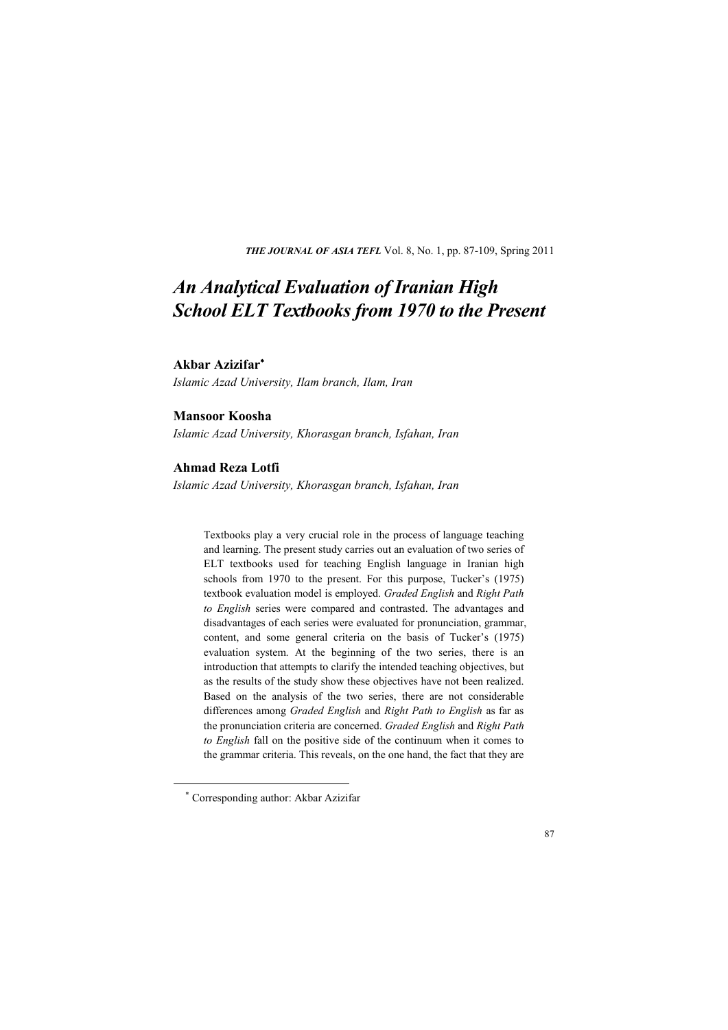# *An Analytical Evaluation of Iranian High School ELT Textbooks from 1970 to the Present*

**Akbar Azizifar**[*]

*Islamic Azad University, Ilam branch, Ilam, Iran*

**Mansoor Koosha**

*Islamic Azad University, Khorasgan branch, Isfahan, Iran*

**Ahmad Reza Lotfi**

*Islamic Azad University, Khorasgan branch, Isfahan, Iran*

Textbooks play a very crucial role in the process of language teaching and learning. The present study carries out an evaluation of two series of ELT textbooks used for teaching English language in Iranian high schools from 1970 to the present. For this purpose, Tucker's (1975) textbook evaluation model is employed. *Graded English* and *Right Path to English* series were compared and contrasted. The advantages and disadvantages of each series were evaluated for pronunciation, grammar, content, and some general criteria on the basis of Tucker's (1975) evaluation system. At the beginning of the two series, there is an introduction that attempts to clarify the intended teaching objectives, but as the results of the study show these objectives have not been realized. Based on the analysis of the two series, there are not considerable differences among *Graded English* and *Right Path to English* as far as the pronunciation criteria are concerned. *Graded English* and *Right Path to English* fall on the positive side of the continuum when it comes to the grammar criteria. This reveals, on the one hand, the fact that they are

[*] Corresponding author: Akbar Azizifar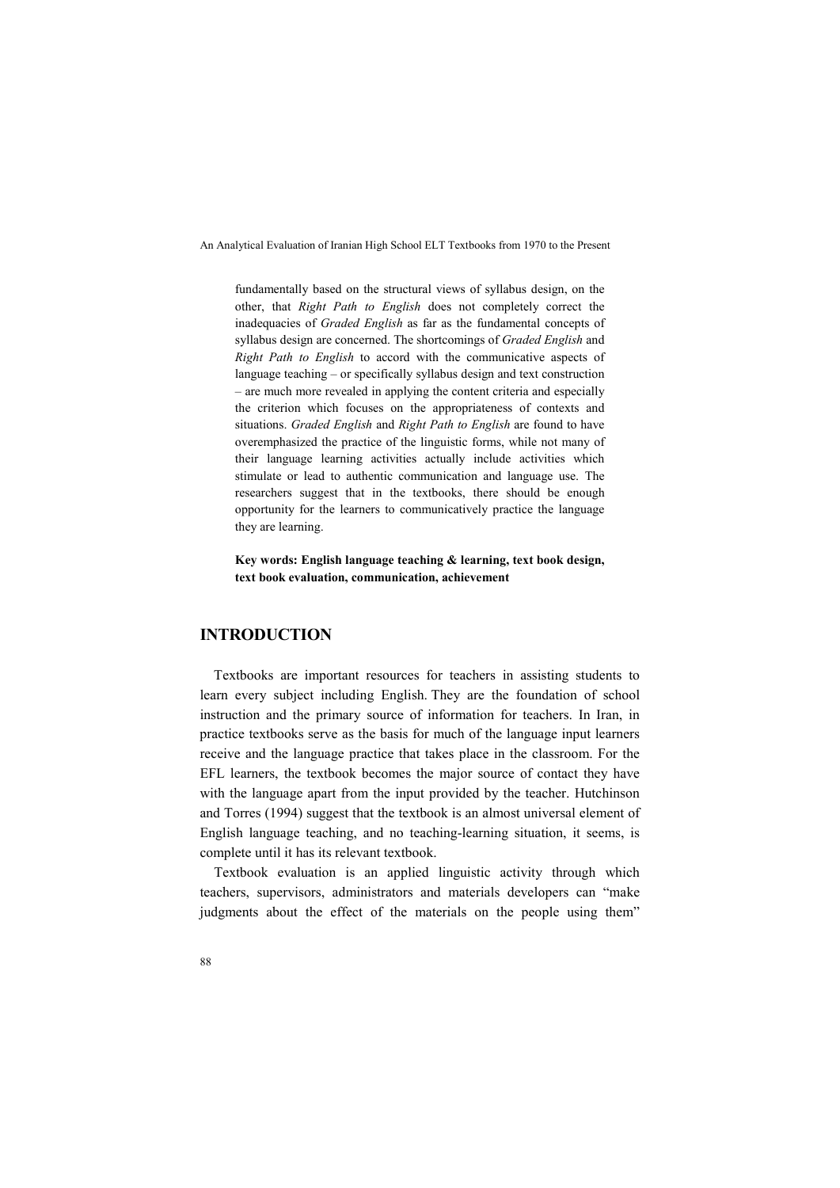fundamentally based on the structural views of syllabus design, on the other, that *Right Path to English* does not completely correct the inadequacies of *Graded English* as far as the fundamental concepts of syllabus design are concerned. The shortcomings of *Graded English* and *Right Path to English* to accord with the communicative aspects of language teaching – or specifically syllabus design and text construction – are much more revealed in applying the content criteria and especially the criterion which focuses on the appropriateness of contexts and situations. *Graded English* and *Right Path to English* are found to have overemphasized the practice of the linguistic forms, while not many of their language learning activities actually include activities which stimulate or lead to authentic communication and language use. The researchers suggest that in the textbooks, there should be enough opportunity for the learners to communicatively practice the language they are learning.

**Key words: English language teaching & learning, text book design, text book evaluation, communication, achievement**

## INTRODUCTION

Textbooks are important resources for teachers in assisting students to learn every subject including English. They are the foundation of school instruction and the primary source of information for teachers. In Iran, in practice textbooks serve as the basis for much of the language input learners receive and the language practice that takes place in the classroom. For the EFL learners, the textbook becomes the major source of contact they have with the language apart from the input provided by the teacher. Hutchinson and Torres (1994) suggest that the textbook is an almost universal element of English language teaching, and no teaching-learning situation, it seems, is complete until it has its relevant textbook.

Textbook evaluation is an applied linguistic activity through which teachers, supervisors, administrators and materials developers can "make judgments about the effect of the materials on the people using them"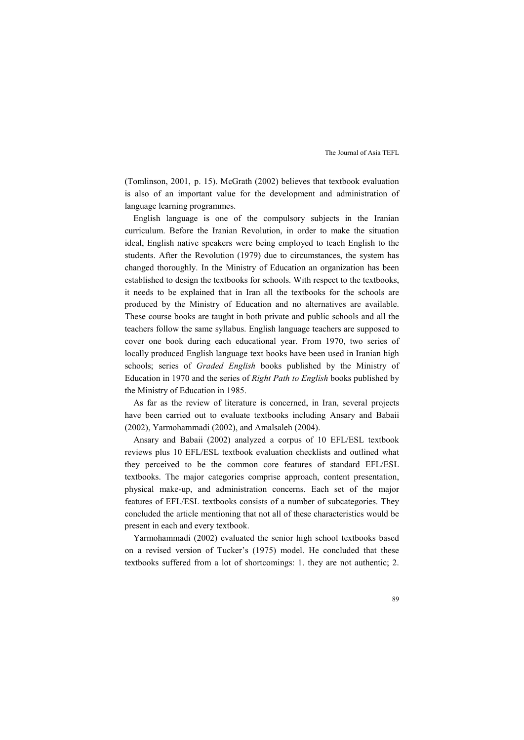(Tomlinson, 2001, p. 15). McGrath (2002) believes that textbook evaluation is also of an important value for the development and administration of language learning programmes.

English language is one of the compulsory subjects in the Iranian curriculum. Before the Iranian Revolution, in order to make the situation ideal, English native speakers were being employed to teach English to the students. After the Revolution (1979) due to circumstances, the system has changed thoroughly. In the Ministry of Education an organization has been established to design the textbooks for schools. With respect to the textbooks, it needs to be explained that in Iran all the textbooks for the schools are produced by the Ministry of Education and no alternatives are available. These course books are taught in both private and public schools and all the teachers follow the same syllabus. English language teachers are supposed to cover one book during each educational year. From 1970, two series of locally produced English language text books have been used in Iranian high schools; series of *Graded English* books published by the Ministry of Education in 1970 and the series of *Right Path to English* books published by the Ministry of Education in 1985.

As far as the review of literature is concerned, in Iran, several projects have been carried out to evaluate textbooks including Ansary and Babaii (2002), Yarmohammadi (2002), and Amalsaleh (2004).

Ansary and Babaii (2002) analyzed a corpus of 10 EFL/ESL textbook reviews plus 10 EFL/ESL textbook evaluation checklists and outlined what they perceived to be the common core features of standard EFL/ESL textbooks. The major categories comprise approach, content presentation, physical make-up, and administration concerns. Each set of the major features of EFL/ESL textbooks consists of a number of subcategories. They concluded the article mentioning that not all of these characteristics would be present in each and every textbook.

Yarmohammadi (2002) evaluated the senior high school textbooks based on a revised version of Tucker's (1975) model. He concluded that these textbooks suffered from a lot of shortcomings: 1. they are not authentic; 2.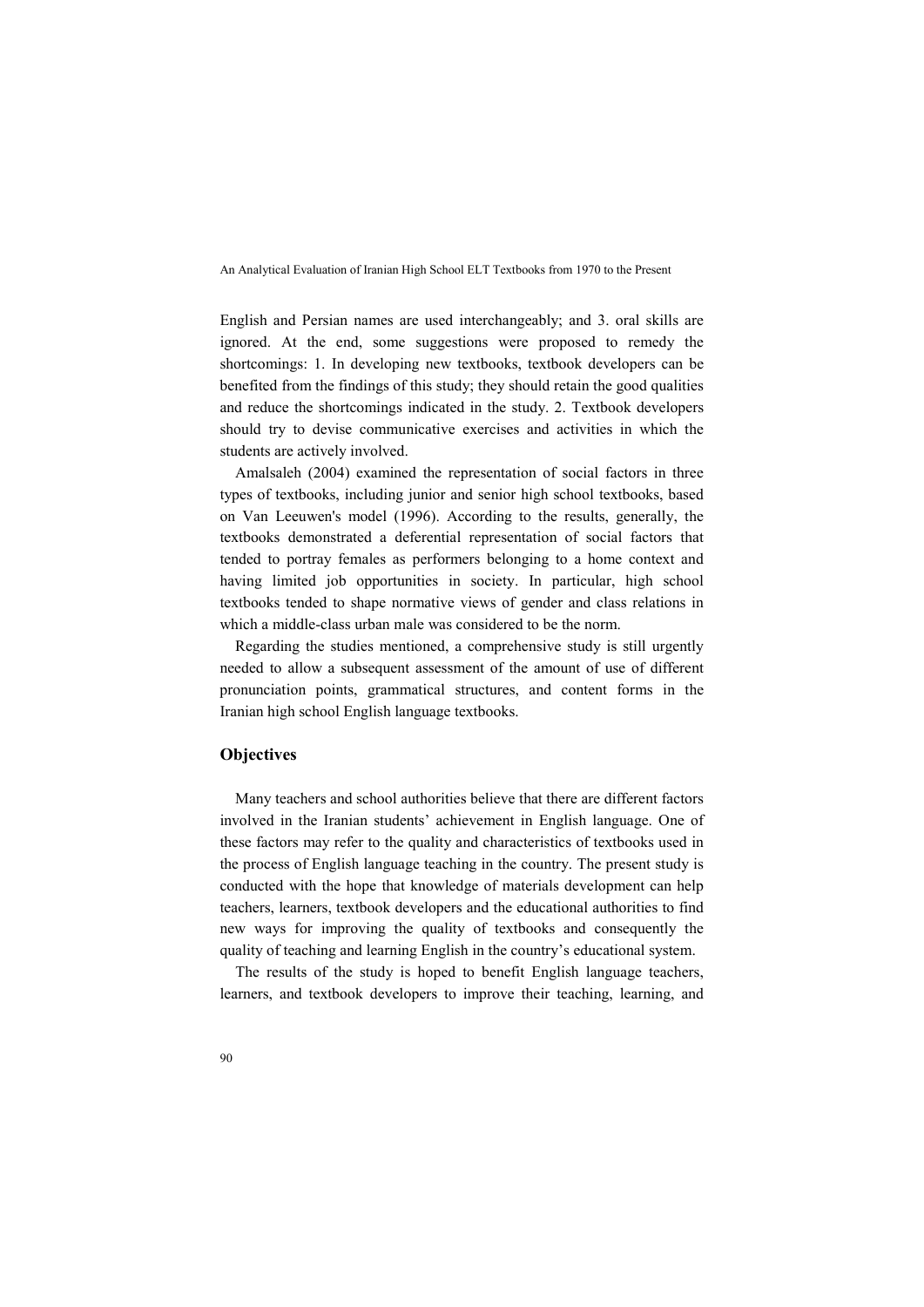English and Persian names are used interchangeably; and 3. oral skills are ignored. At the end, some suggestions were proposed to remedy the shortcomings: 1. In developing new textbooks, textbook developers can be benefited from the findings of this study; they should retain the good qualities and reduce the shortcomings indicated in the study. 2. Textbook developers should try to devise communicative exercises and activities in which the students are actively involved.

Amalsaleh (2004) examined the representation of social factors in three types of textbooks, including junior and senior high school textbooks, based on Van Leeuwen's model (1996). According to the results, generally, the textbooks demonstrated a deferential representation of social factors that tended to portray females as performers belonging to a home context and having limited job opportunities in society. In particular, high school textbooks tended to shape normative views of gender and class relations in which a middle-class urban male was considered to be the norm.

Regarding the studies mentioned, a comprehensive study is still urgently needed to allow a subsequent assessment of the amount of use of different pronunciation points, grammatical structures, and content forms in the Iranian high school English language textbooks.

## Objectives

Many teachers and school authorities believe that there are different factors involved in the Iranian students' achievement in English language. One of these factors may refer to the quality and characteristics of textbooks used in the process of English language teaching in the country. The present study is conducted with the hope that knowledge of materials development can help teachers, learners, textbook developers and the educational authorities to find new ways for improving the quality of textbooks and consequently the quality of teaching and learning English in the country's educational system.

The results of the study is hoped to benefit English language teachers, learners, and textbook developers to improve their teaching, learning, and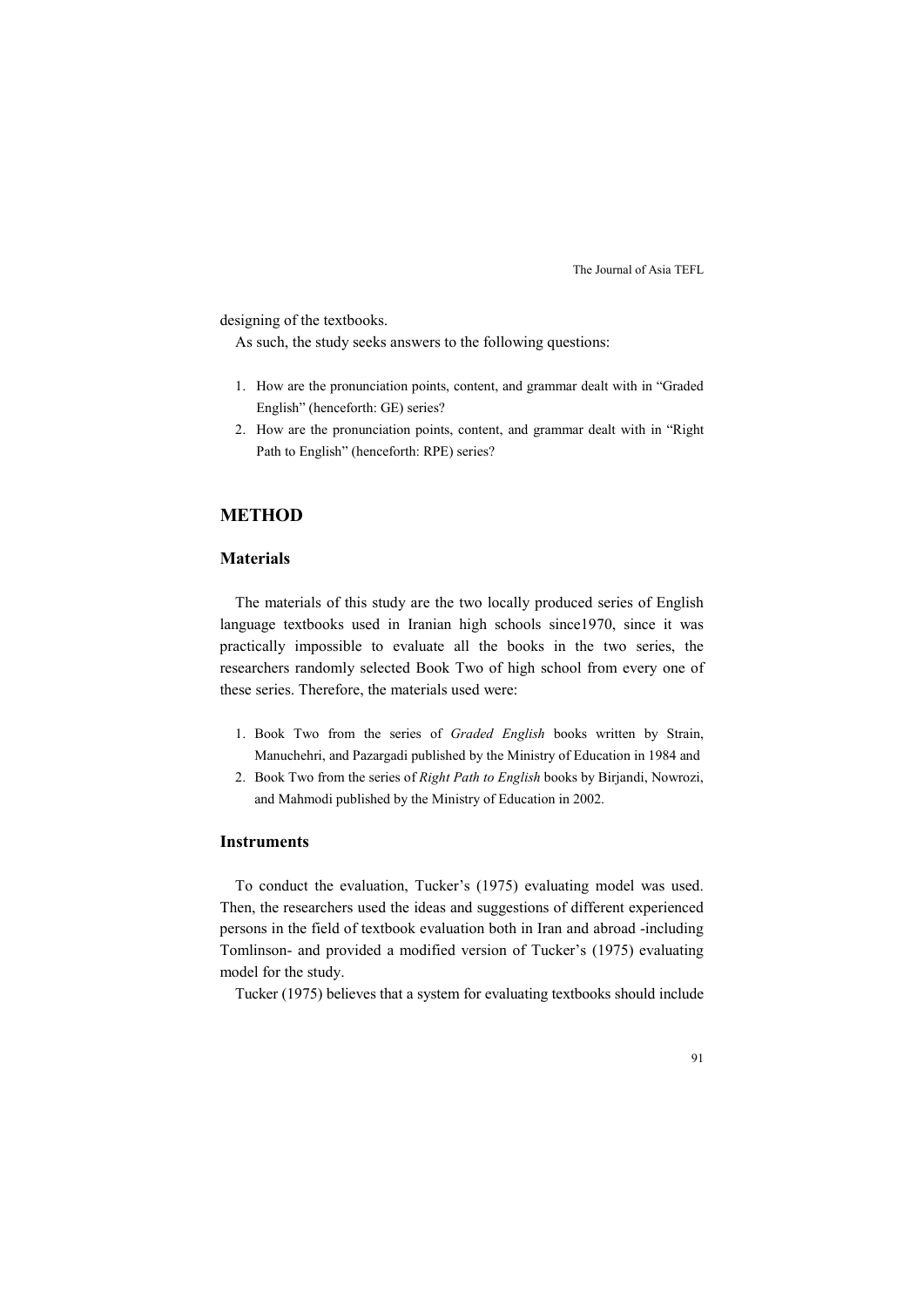designing of the textbooks.

As such, the study seeks answers to the following questions:

1. How are the pronunciation points, content, and grammar dealt with in "Graded English" (henceforth: GE) series?
2. How are the pronunciation points, content, and grammar dealt with in "Right Path to English" (henceforth: RPE) series?

## METHOD

### Materials

The materials of this study are the two locally produced series of English language textbooks used in Iranian high schools since1970, since it was practically impossible to evaluate all the books in the two series, the researchers randomly selected Book Two of high school from every one of these series. Therefore, the materials used were:

1. Book Two from the series of *Graded English* books written by Strain, Manuchehri, and Pazargadi published by the Ministry of Education in 1984 and
2. Book Two from the series of *Right Path to English* books by Birjandi, Nowrozi, and Mahmodi published by the Ministry of Education in 2002.

### Instruments

To conduct the evaluation, Tucker's (1975) evaluating model was used. Then, the researchers used the ideas and suggestions of different experienced persons in the field of textbook evaluation both in Iran and abroad -including Tomlinson- and provided a modified version of Tucker's (1975) evaluating model for the study.

Tucker (1975) believes that a system for evaluating textbooks should include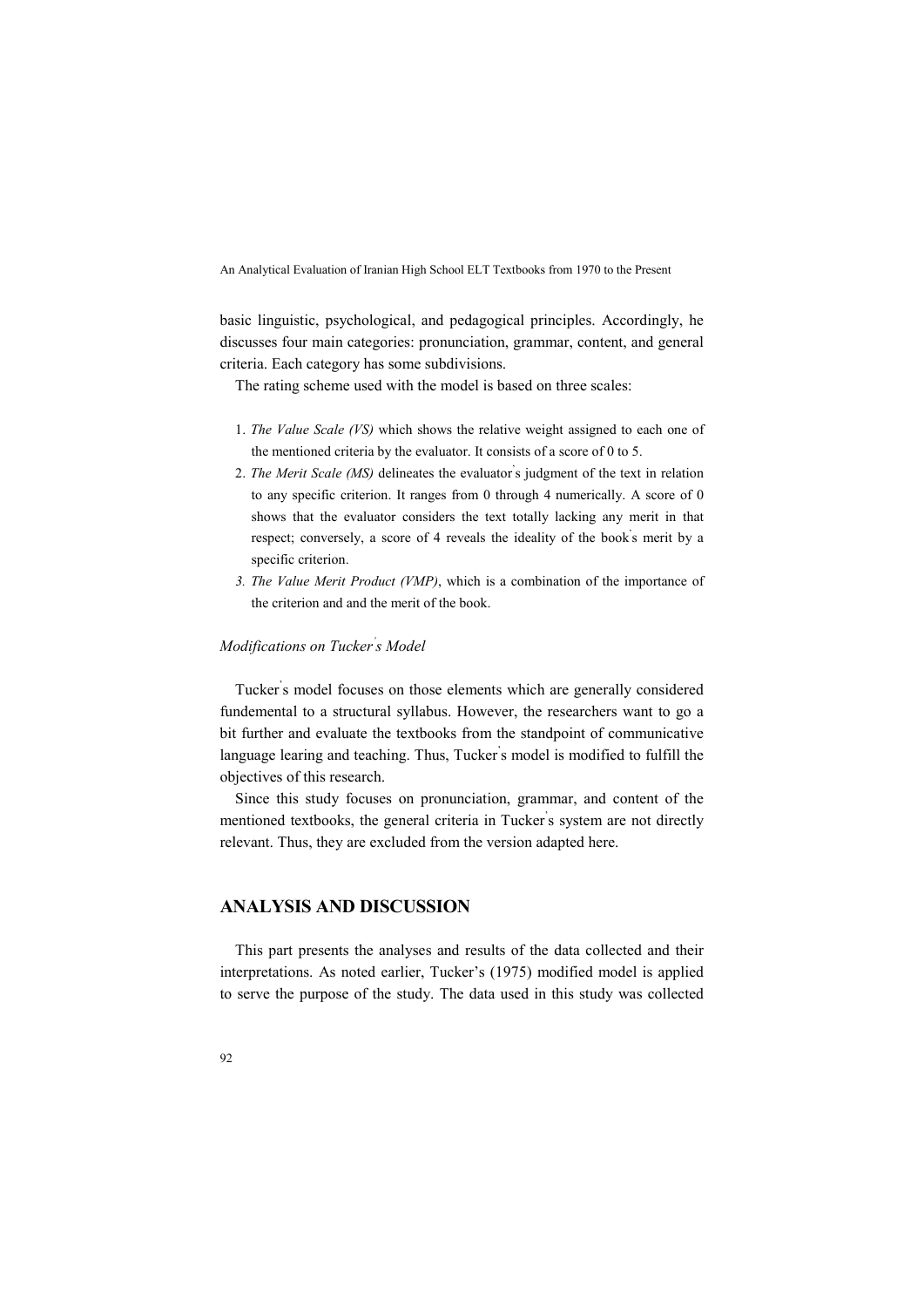basic linguistic, psychological, and pedagogical principles. Accordingly, he discusses four main categories: pronunciation, grammar, content, and general criteria. Each category has some subdivisions.

The rating scheme used with the model is based on three scales:

1. *The Value Scale (VS)* which shows the relative weight assigned to each one of the mentioned criteria by the evaluator. It consists of a score of 0 to 5.
2. *The Merit Scale (MS)* delineates the evaluator's judgment of the text in relation to any specific criterion. It ranges from 0 through 4 numerically. A score of 0 shows that the evaluator considers the text totally lacking any merit in that respect; conversely, a score of 4 reveals the ideality of the book's merit by a specific criterion.
3. *The Value Merit Product (VMP)*, which is a combination of the importance of the criterion and and the merit of the book.

### *Modifications on Tucker's Model*

Tucker's model focuses on those elements which are generally considered fundemental to a structural syllabus. However, the researchers want to go a bit further and evaluate the textbooks from the standpoint of communicative language learing and teaching. Thus, Tucker's model is modified to fulfill the objectives of this research.

Since this study focuses on pronunciation, grammar, and content of the mentioned textbooks, the general criteria in Tucker's system are not directly relevant. Thus, they are excluded from the version adapted here.

## ANALYSIS AND DISCUSSION

This part presents the analyses and results of the data collected and their interpretations. As noted earlier, Tucker's (1975) modified model is applied to serve the purpose of the study. The data used in this study was collected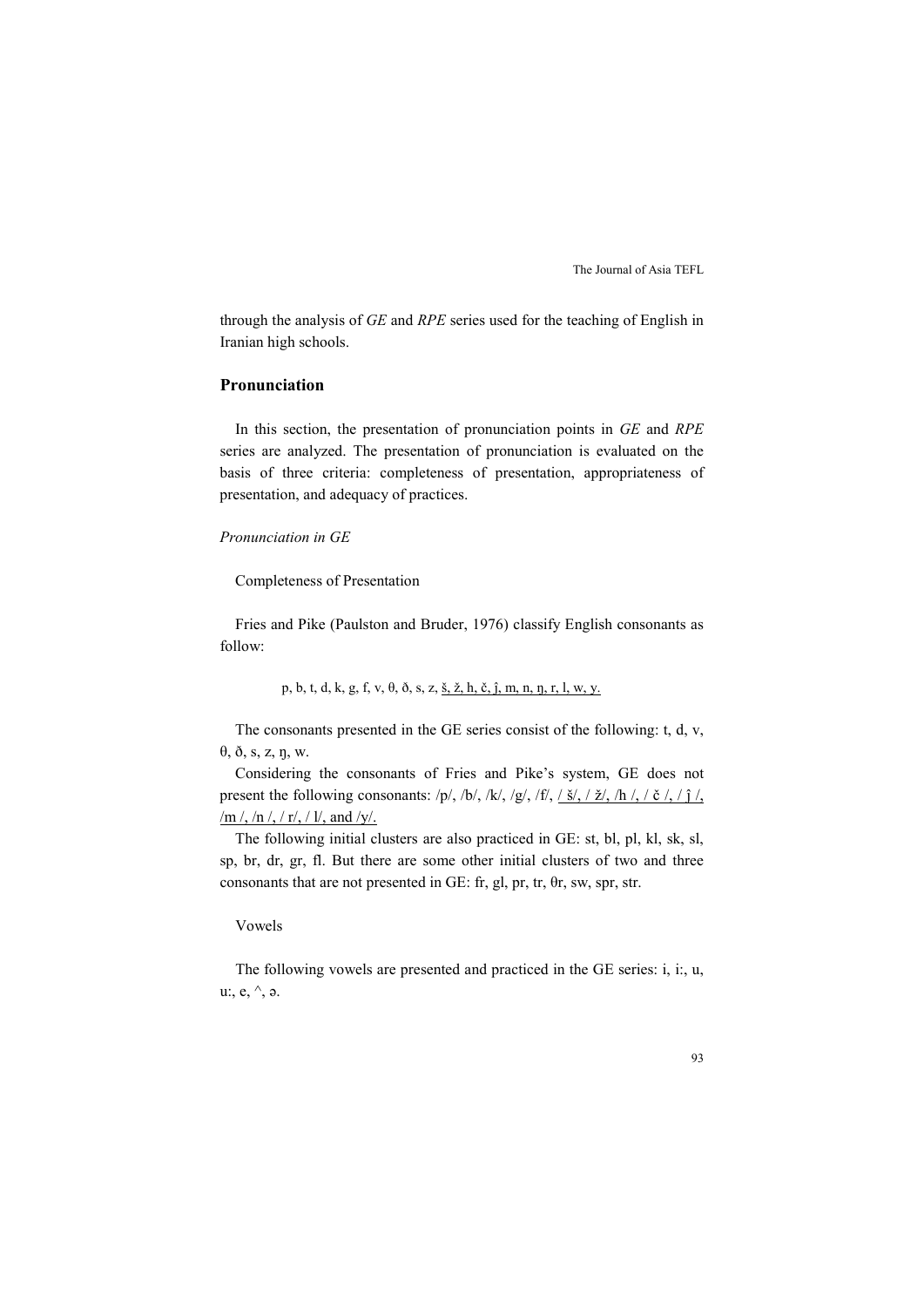through the analysis of *GE* and *RPE* series used for the teaching of English in Iranian high schools.

## Pronunciation

In this section, the presentation of pronunciation points in *GE* and *RPE* series are analyzed. The presentation of pronunciation is evaluated on the basis of three criteria: completeness of presentation, appropriateness of presentation, and adequacy of practices.

### *Pronunciation in GE*

Completeness of Presentation

Fries and Pike (Paulston and Bruder, 1976) classify English consonants as follow:

p, b, t, d, k, g, f, v, θ, ð, s, z, <u>š, ž, h, č, ĵ, m, n, ŋ, r, l, w, y.</u>

The consonants presented in the GE series consist of the following: t, d, v, θ, ð, s, z, ŋ, w.

Considering the consonants of Fries and Pike's system, GE does not present the following consonants: /p/, /b/, /k/, /g/, /f/, <u>/ š/, / ž/, /h /, / č /, / ĵ /, /m /, /n /, / r/, / l/, and /y/.</u>

The following initial clusters are also practiced in GE: st, bl, pl, kl, sk, sl, sp, br, dr, gr, fl. But there are some other initial clusters of two and three consonants that are not presented in GE: fr, gl, pr, tr, θr, sw, spr, str.

Vowels

The following vowels are presented and practiced in the GE series: i, i:, u, u:, e, ^, ə.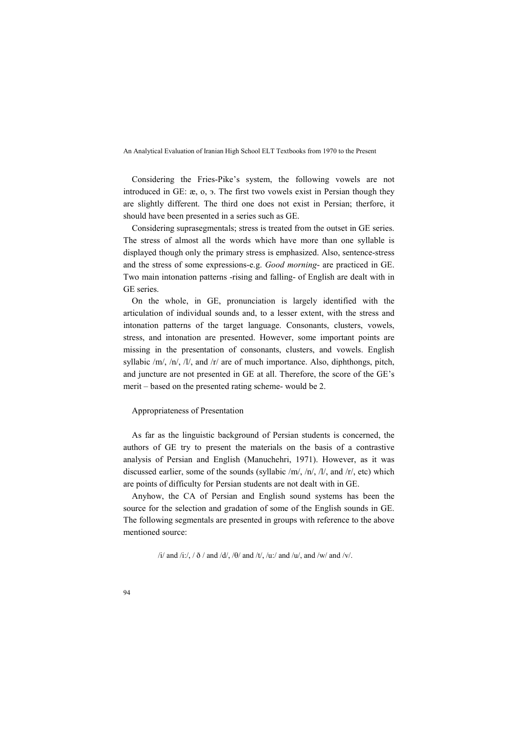Considering the Fries-Pike's system, the following vowels are not introduced in GE: æ, o, ɔ. The first two vowels exist in Persian though they are slightly different. The third one does not exist in Persian; therfore, it should have been presented in a series such as GE.

Considering suprasegmentals; stress is treated from the outset in GE series. The stress of almost all the words which have more than one syllable is displayed though only the primary stress is emphasized. Also, sentence-stress and the stress of some expressions-e.g. *Good morning*- are practiced in GE. Two main intonation patterns -rising and falling- of English are dealt with in GE series.

On the whole, in GE, pronunciation is largely identified with the articulation of individual sounds and, to a lesser extent, with the stress and intonation patterns of the target language. Consonants, clusters, vowels, stress, and intonation are presented. However, some important points are missing in the presentation of consonants, clusters, and vowels. English syllabic /m/, /n/, /l/, and /r/ are of much importance. Also, diphthongs, pitch, and juncture are not presented in GE at all. Therefore, the score of the GE's merit – based on the presented rating scheme- would be 2.

Appropriateness of Presentation

As far as the linguistic background of Persian students is concerned, the authors of GE try to present the materials on the basis of a contrastive analysis of Persian and English (Manuchehri, 1971). However, as it was discussed earlier, some of the sounds (syllabic /m/, /n/, /l/, and /r/, etc) which are points of difficulty for Persian students are not dealt with in GE.

Anyhow, the CA of Persian and English sound systems has been the source for the selection and gradation of some of the English sounds in GE. The following segmentals are presented in groups with reference to the above mentioned source:

/i/ and /i:/, / ð / and /d/, /θ/ and /t/, /u:/ and /u/, and /w/ and /v/.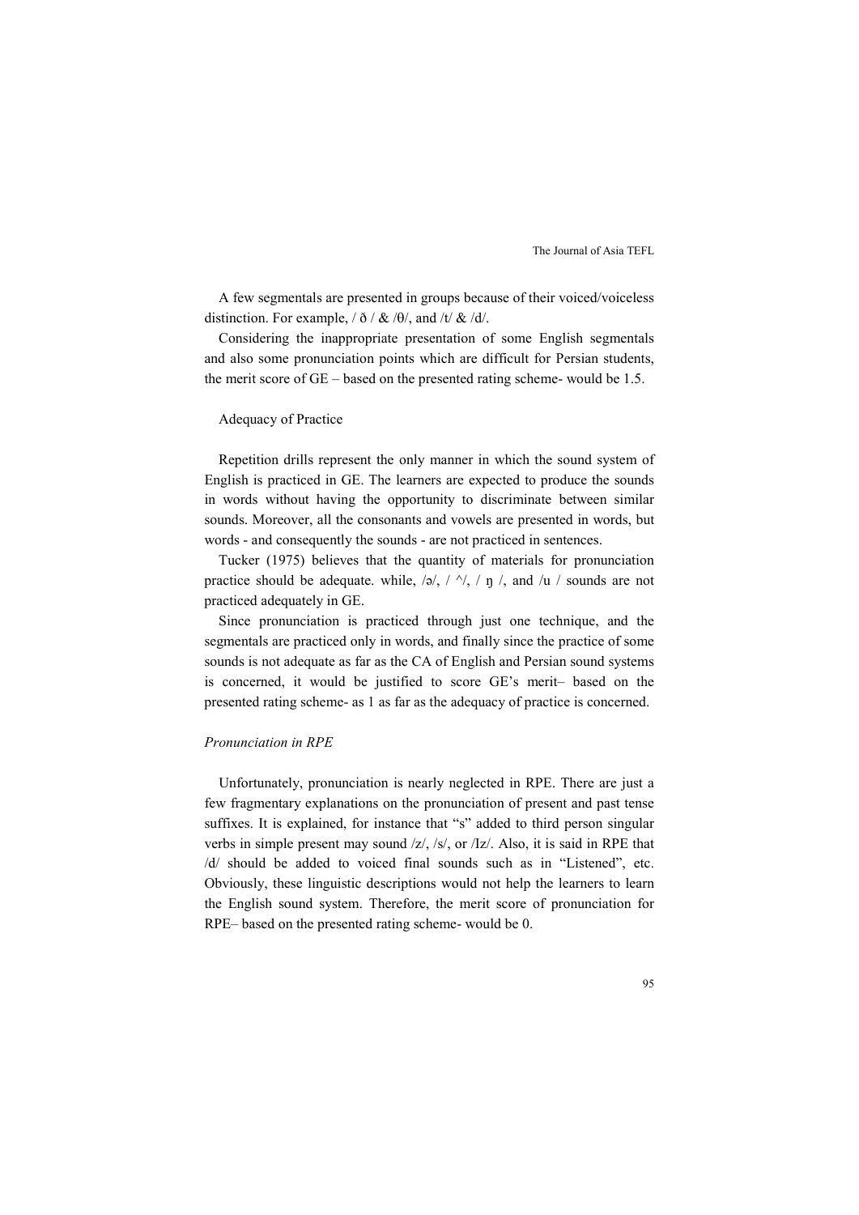A few segmentals are presented in groups because of their voiced/voiceless distinction. For example, / ð / & /θ/, and /t/ & /d/.

Considering the inappropriate presentation of some English segmentals and also some pronunciation points which are difficult for Persian students, the merit score of GE – based on the presented rating scheme- would be 1.5.

Adequacy of Practice

Repetition drills represent the only manner in which the sound system of English is practiced in GE. The learners are expected to produce the sounds in words without having the opportunity to discriminate between similar sounds. Moreover, all the consonants and vowels are presented in words, but words - and consequently the sounds - are not practiced in sentences.

Tucker (1975) believes that the quantity of materials for pronunciation practice should be adequate. while, /ə/, / ^/, / ŋ /, and /u / sounds are not practiced adequately in GE.

Since pronunciation is practiced through just one technique, and the segmentals are practiced only in words, and finally since the practice of some sounds is not adequate as far as the CA of English and Persian sound systems is concerned, it would be justified to score GE's merit– based on the presented rating scheme- as 1 as far as the adequacy of practice is concerned.

*Pronunciation in RPE*

Unfortunately, pronunciation is nearly neglected in RPE. There are just a few fragmentary explanations on the pronunciation of present and past tense suffixes. It is explained, for instance that "s" added to third person singular verbs in simple present may sound /z/, /s/, or /Iz/. Also, it is said in RPE that /d/ should be added to voiced final sounds such as in "Listened", etc. Obviously, these linguistic descriptions would not help the learners to learn the English sound system. Therefore, the merit score of pronunciation for RPE– based on the presented rating scheme- would be 0.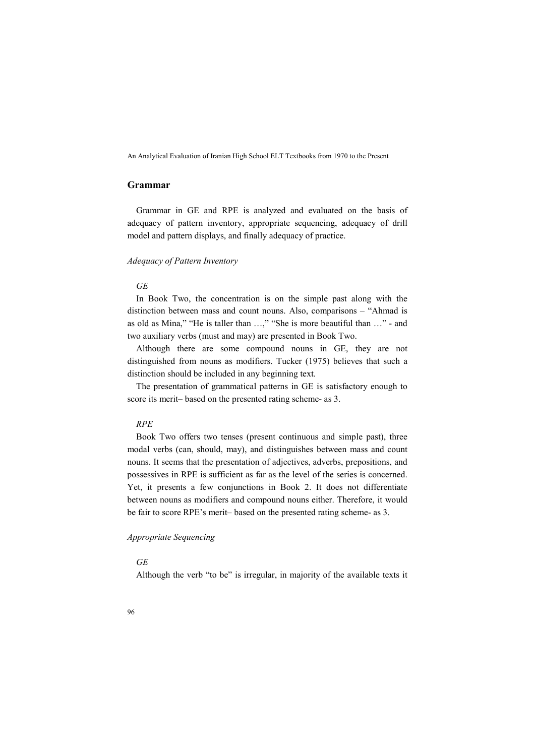## Grammar

Grammar in GE and RPE is analyzed and evaluated on the basis of adequacy of pattern inventory, appropriate sequencing, adequacy of drill model and pattern displays, and finally adequacy of practice.

### *Adequacy of Pattern Inventory*

#### *GE*

In Book Two, the concentration is on the simple past along with the distinction between mass and count nouns. Also, comparisons – "Ahmad is as old as Mina," "He is taller than …," "She is more beautiful than …" - and two auxiliary verbs (must and may) are presented in Book Two.

Although there are some compound nouns in GE, they are not distinguished from nouns as modifiers. Tucker (1975) believes that such a distinction should be included in any beginning text.

The presentation of grammatical patterns in GE is satisfactory enough to score its merit– based on the presented rating scheme- as 3.

#### *RPE*

Book Two offers two tenses (present continuous and simple past), three modal verbs (can, should, may), and distinguishes between mass and count nouns. It seems that the presentation of adjectives, adverbs, prepositions, and possessives in RPE is sufficient as far as the level of the series is concerned. Yet, it presents a few conjunctions in Book 2. It does not differentiate between nouns as modifiers and compound nouns either. Therefore, it would be fair to score RPE's merit– based on the presented rating scheme- as 3.

### *Appropriate Sequencing*

#### *GE*

Although the verb "to be" is irregular, in majority of the available texts it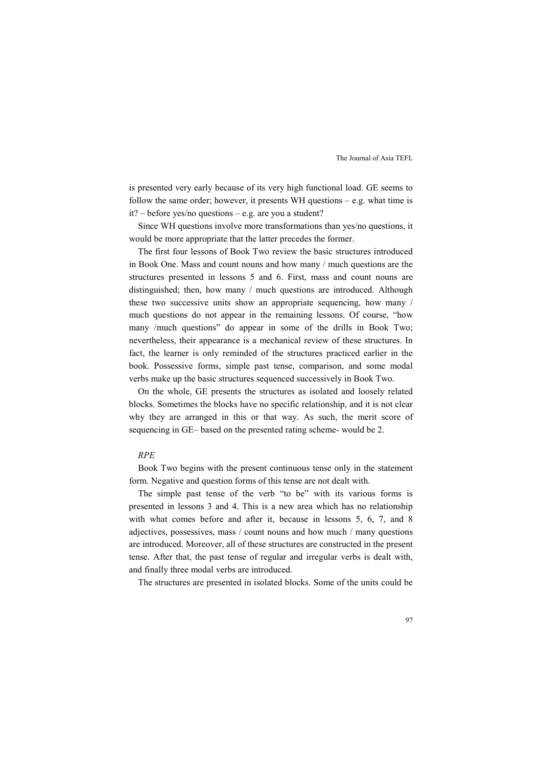is presented very early because of its very high functional load. GE seems to follow the same order; however, it presents WH questions – e.g. what time is it? – before yes/no questions – e.g. are you a student?

Since WH questions involve more transformations than yes/no questions, it would be more appropriate that the latter precedes the former.

The first four lessons of Book Two review the basic structures introduced in Book One. Mass and count nouns and how many / much questions are the structures presented in lessons 5 and 6. First, mass and count nouns are distinguished; then, how many / much questions are introduced. Although these two successive units show an appropriate sequencing, how many / much questions do not appear in the remaining lessons. Of course, "how many /much questions" do appear in some of the drills in Book Two; nevertheless, their appearance is a mechanical review of these structures. In fact, the learner is only reminded of the structures practiced earlier in the book. Possessive forms, simple past tense, comparison, and some modal verbs make up the basic structures sequenced successively in Book Two.

On the whole, GE presents the structures as isolated and loosely related blocks. Sometimes the blocks have no specific relationship, and it is not clear why they are arranged in this or that way. As such, the merit score of sequencing in GE– based on the presented rating scheme- would be 2.

*RPE*

Book Two begins with the present continuous tense only in the statement form. Negative and question forms of this tense are not dealt with.

The simple past tense of the verb "to be" with its various forms is presented in lessons 3 and 4. This is a new area which has no relationship with what comes before and after it, because in lessons 5, 6, 7, and 8 adjectives, possessives, mass / count nouns and how much / many questions are introduced. Moreover, all of these structures are constructed in the present tense. After that, the past tense of regular and irregular verbs is dealt with, and finally three modal verbs are introduced.

The structures are presented in isolated blocks. Some of the units could be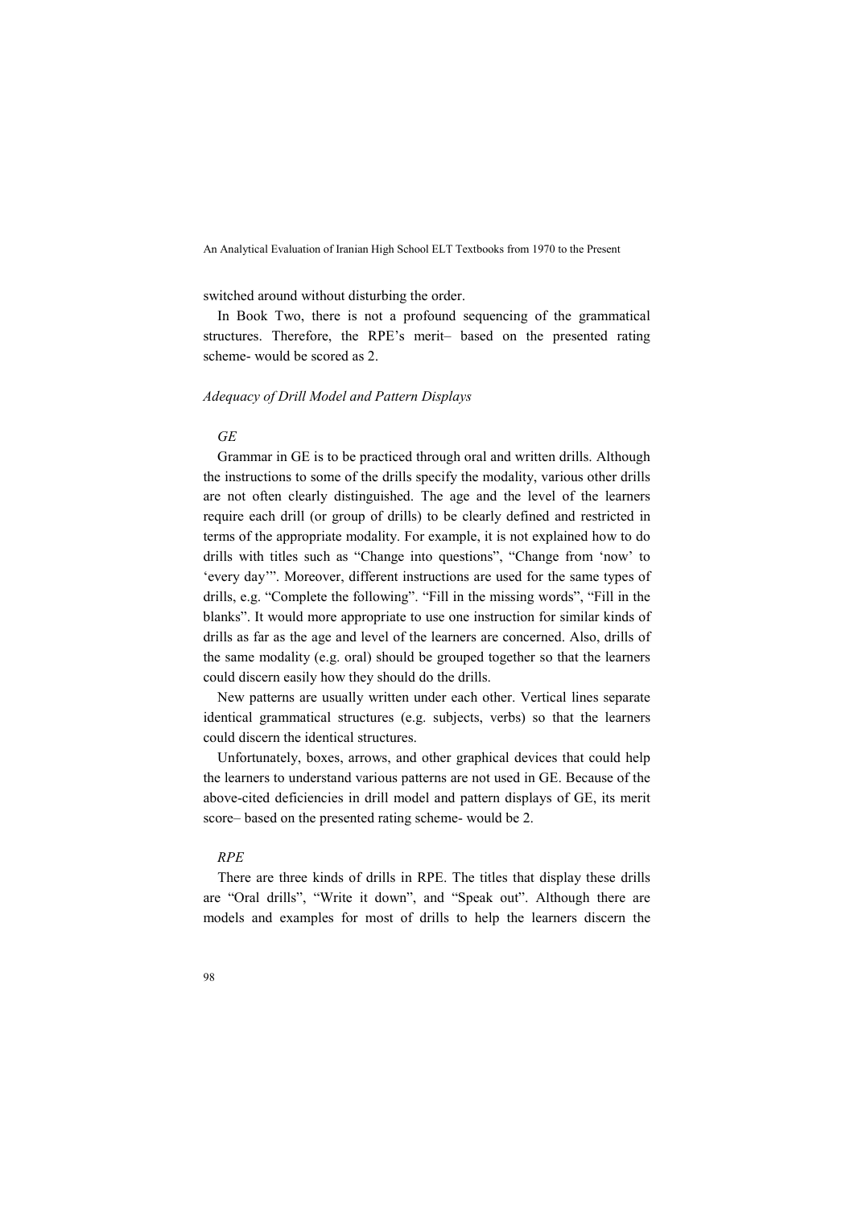switched around without disturbing the order.

In Book Two, there is not a profound sequencing of the grammatical structures. Therefore, the RPE's merit– based on the presented rating scheme- would be scored as 2.

*Adequacy of Drill Model and Pattern Displays*

*GE*

Grammar in GE is to be practiced through oral and written drills. Although the instructions to some of the drills specify the modality, various other drills are not often clearly distinguished. The age and the level of the learners require each drill (or group of drills) to be clearly defined and restricted in terms of the appropriate modality. For example, it is not explained how to do drills with titles such as "Change into questions", "Change from 'now' to 'every day'". Moreover, different instructions are used for the same types of drills, e.g. "Complete the following". "Fill in the missing words", "Fill in the blanks". It would more appropriate to use one instruction for similar kinds of drills as far as the age and level of the learners are concerned. Also, drills of the same modality (e.g. oral) should be grouped together so that the learners could discern easily how they should do the drills.

New patterns are usually written under each other. Vertical lines separate identical grammatical structures (e.g. subjects, verbs) so that the learners could discern the identical structures.

Unfortunately, boxes, arrows, and other graphical devices that could help the learners to understand various patterns are not used in GE. Because of the above-cited deficiencies in drill model and pattern displays of GE, its merit score– based on the presented rating scheme- would be 2.

*RPE*

There are three kinds of drills in RPE. The titles that display these drills are "Oral drills", "Write it down", and "Speak out". Although there are models and examples for most of drills to help the learners discern the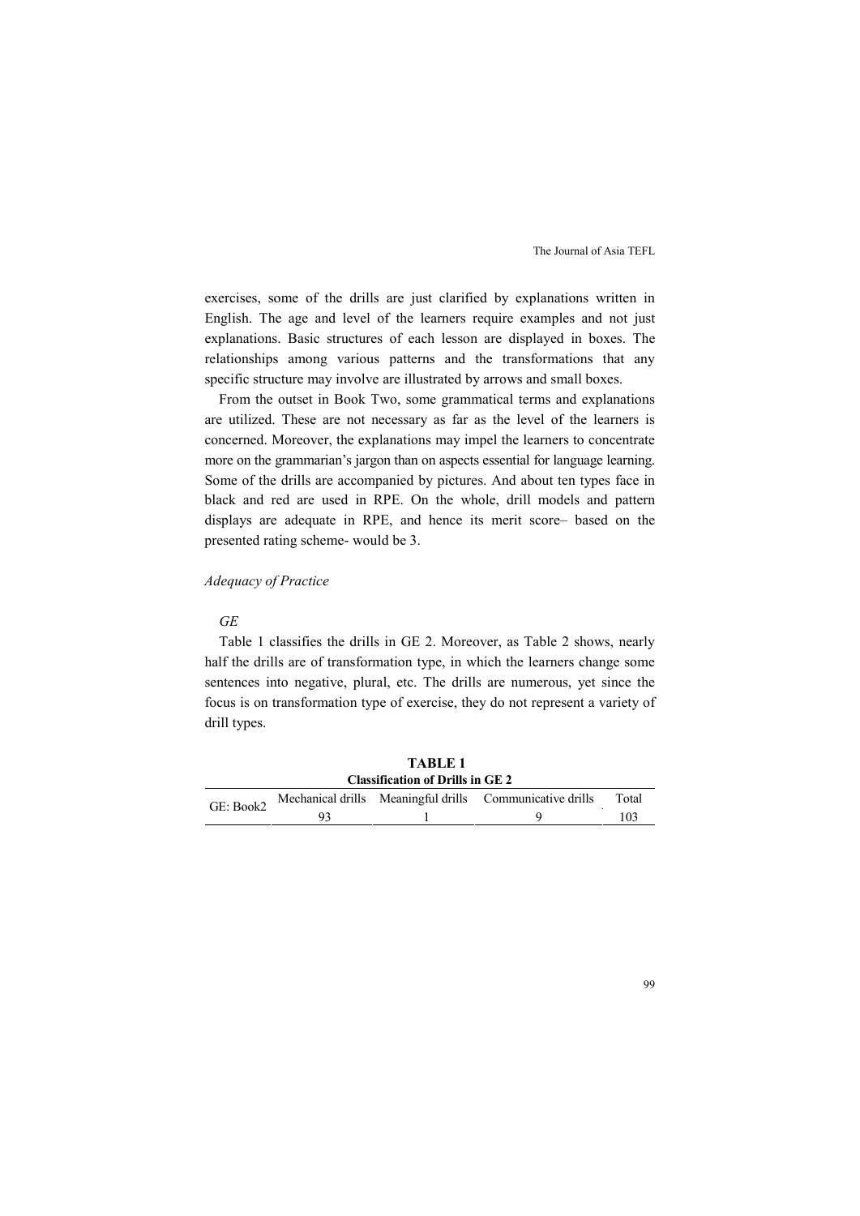exercises, some of the drills are just clarified by explanations written in English. The age and level of the learners require examples and not just explanations. Basic structures of each lesson are displayed in boxes. The relationships among various patterns and the transformations that any specific structure may involve are illustrated by arrows and small boxes.

From the outset in Book Two, some grammatical terms and explanations are utilized. These are not necessary as far as the level of the learners is concerned. Moreover, the explanations may impel the learners to concentrate more on the grammarian's jargon than on aspects essential for language learning. Some of the drills are accompanied by pictures. And about ten types face in black and red are used in RPE. On the whole, drill models and pattern displays are adequate in RPE, and hence its merit score– based on the presented rating scheme- would be 3.

*Adequacy of Practice*

*GE*

Table 1 classifies the drills in GE 2. Moreover, as Table 2 shows, nearly half the drills are of transformation type, in which the learners change some sentences into negative, plural, etc. The drills are numerous, yet since the focus is on transformation type of exercise, they do not represent a variety of drill types.

**TABLE 1**
**Classification of Drills in GE 2**

| GE: Book2 | Mechanical drills | Meaningful drills | Communicative drills | Total |
|---|---|---|---|---|
| | 93 | 1 | 9 | 103 |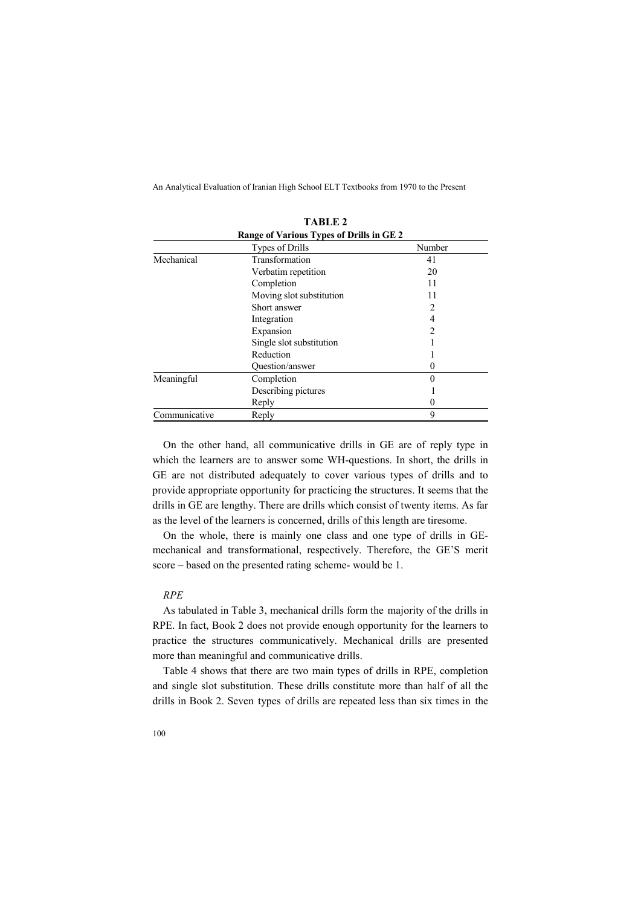**TABLE 2**

**Range of Various Types of Drills in GE 2**

| | Types of Drills | Number |
|---|---|---|
| Mechanical | Transformation | 41 |
| | Verbatim repetition | 20 |
| | Completion | 11 |
| | Moving slot substitution | 11 |
| | Short answer | 2 |
| | Integration | 4 |
| | Expansion | 2 |
| | Single slot substitution | 1 |
| | Reduction | 1 |
| | Question/answer | 0 |
| Meaningful | Completion | 0 |
| | Describing pictures | 1 |
| | Reply | 0 |
| Communicative | Reply | 9 |

On the other hand, all communicative drills in GE are of reply type in which the learners are to answer some WH-questions. In short, the drills in GE are not distributed adequately to cover various types of drills and to provide appropriate opportunity for practicing the structures. It seems that the drills in GE are lengthy. There are drills which consist of twenty items. As far as the level of the learners is concerned, drills of this length are tiresome.

On the whole, there is mainly one class and one type of drills in GE- mechanical and transformational, respectively. Therefore, the GE'S merit score – based on the presented rating scheme- would be 1.

*RPE*

As tabulated in Table 3, mechanical drills form the majority of the drills in RPE. In fact, Book 2 does not provide enough opportunity for the learners to practice the structures communicatively. Mechanical drills are presented more than meaningful and communicative drills.

Table 4 shows that there are two main types of drills in RPE, completion and single slot substitution. These drills constitute more than half of all the drills in Book 2. Seven types of drills are repeated less than six times in the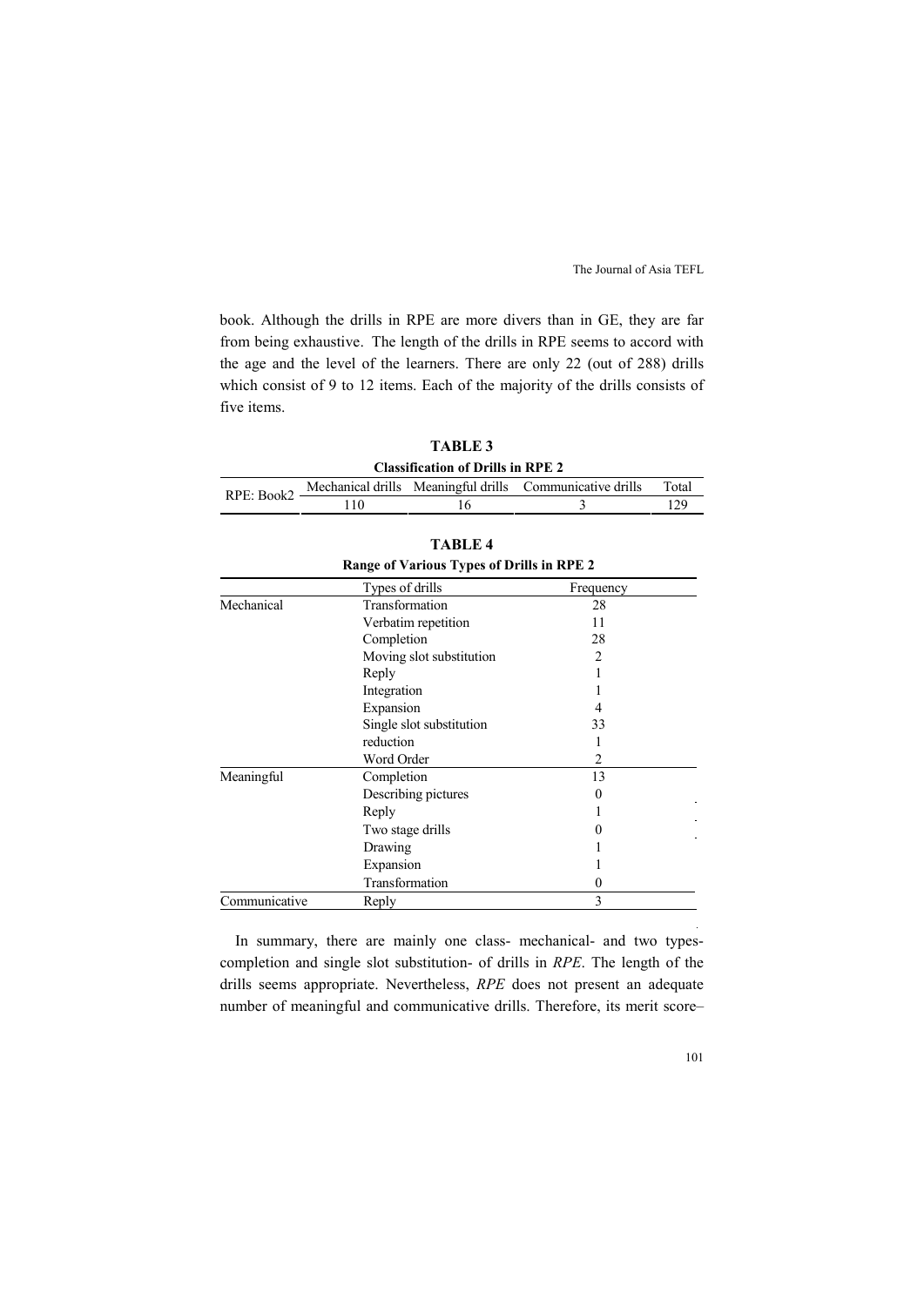book. Although the drills in RPE are more divers than in GE, they are far from being exhaustive. The length of the drills in RPE seems to accord with the age and the level of the learners. There are only 22 (out of 288) drills which consist of 9 to 12 items. Each of the majority of the drills consists of five items.

**TABLE 3**

**Classification of Drills in RPE 2**

| RPE: Book2 | Mechanical drills | Meaningful drills | Communicative drills | Total |
|---|---|---|---|---|
| | 110 | 16 | 3 | 129 |

**TABLE 4**

**Range of Various Types of Drills in RPE 2**

| | Types of drills | Frequency |
|---|---|---|
| Mechanical | Transformation | 28 |
| | Verbatim repetition | 11 |
| | Completion | 28 |
| | Moving slot substitution | 2 |
| | Reply | 1 |
| | Integration | 1 |
| | Expansion | 4 |
| | Single slot substitution | 33 |
| | reduction | 1 |
| | Word Order | 2 |
| Meaningful | Completion | 13 |
| | Describing pictures | 0 |
| | Reply | 1 |
| | Two stage drills | 0 |
| | Drawing | 1 |
| | Expansion | 1 |
| | Transformation | 0 |
| Communicative | Reply | 3 |

In summary, there are mainly one class- mechanical- and two types- completion and single slot substitution- of drills in *RPE*. The length of the drills seems appropriate. Nevertheless, *RPE* does not present an adequate number of meaningful and communicative drills. Therefore, its merit score–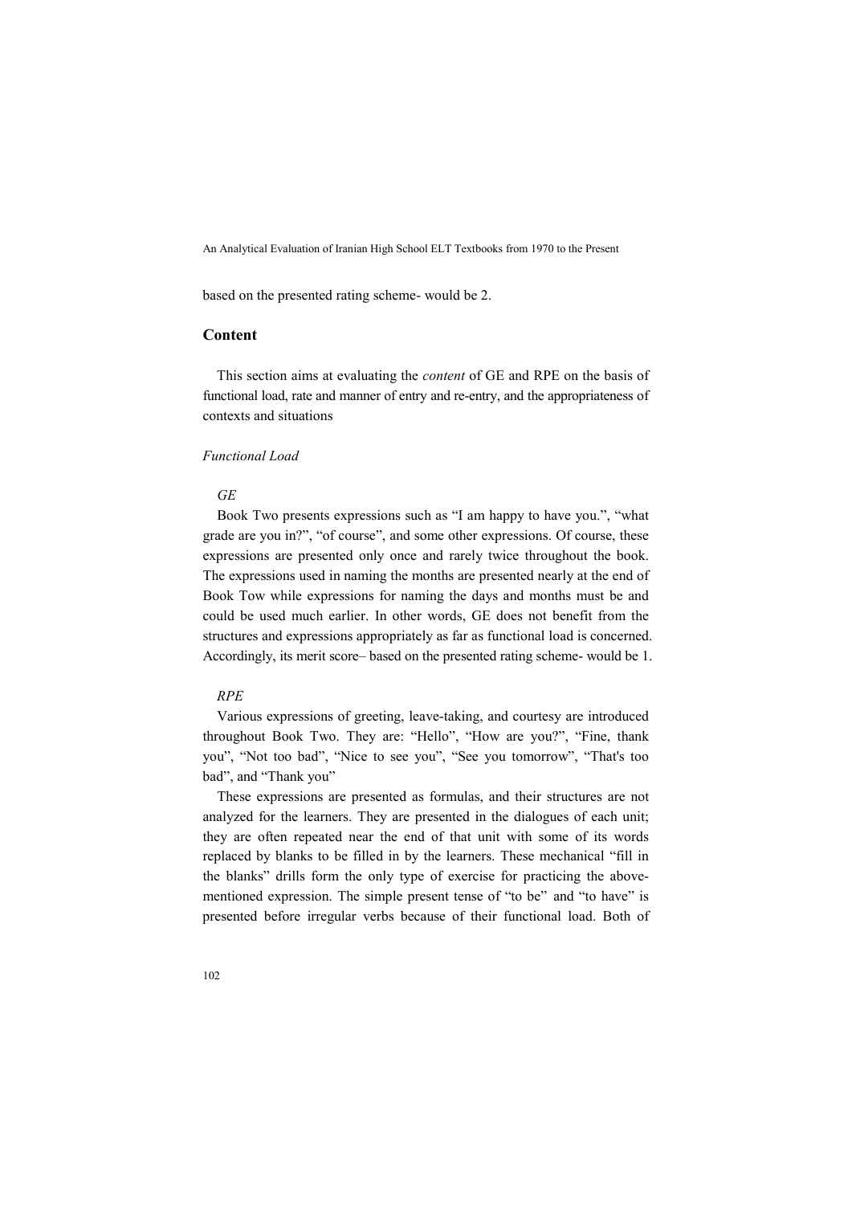based on the presented rating scheme- would be 2.

## Content

This section aims at evaluating the *content* of GE and RPE on the basis of functional load, rate and manner of entry and re-entry, and the appropriateness of contexts and situations

### *Functional Load*

#### *GE*

Book Two presents expressions such as "I am happy to have you.", "what grade are you in?", "of course", and some other expressions. Of course, these expressions are presented only once and rarely twice throughout the book. The expressions used in naming the months are presented nearly at the end of Book Tow while expressions for naming the days and months must be and could be used much earlier. In other words, GE does not benefit from the structures and expressions appropriately as far as functional load is concerned. Accordingly, its merit score– based on the presented rating scheme- would be 1.

#### *RPE*

Various expressions of greeting, leave-taking, and courtesy are introduced throughout Book Two. They are: "Hello", "How are you?", "Fine, thank you", "Not too bad", "Nice to see you", "See you tomorrow", "That's too bad", and "Thank you"

These expressions are presented as formulas, and their structures are not analyzed for the learners. They are presented in the dialogues of each unit; they are often repeated near the end of that unit with some of its words replaced by blanks to be filled in by the learners. These mechanical "fill in the blanks" drills form the only type of exercise for practicing the above-mentioned expression. The simple present tense of "to be" and "to have" is presented before irregular verbs because of their functional load. Both of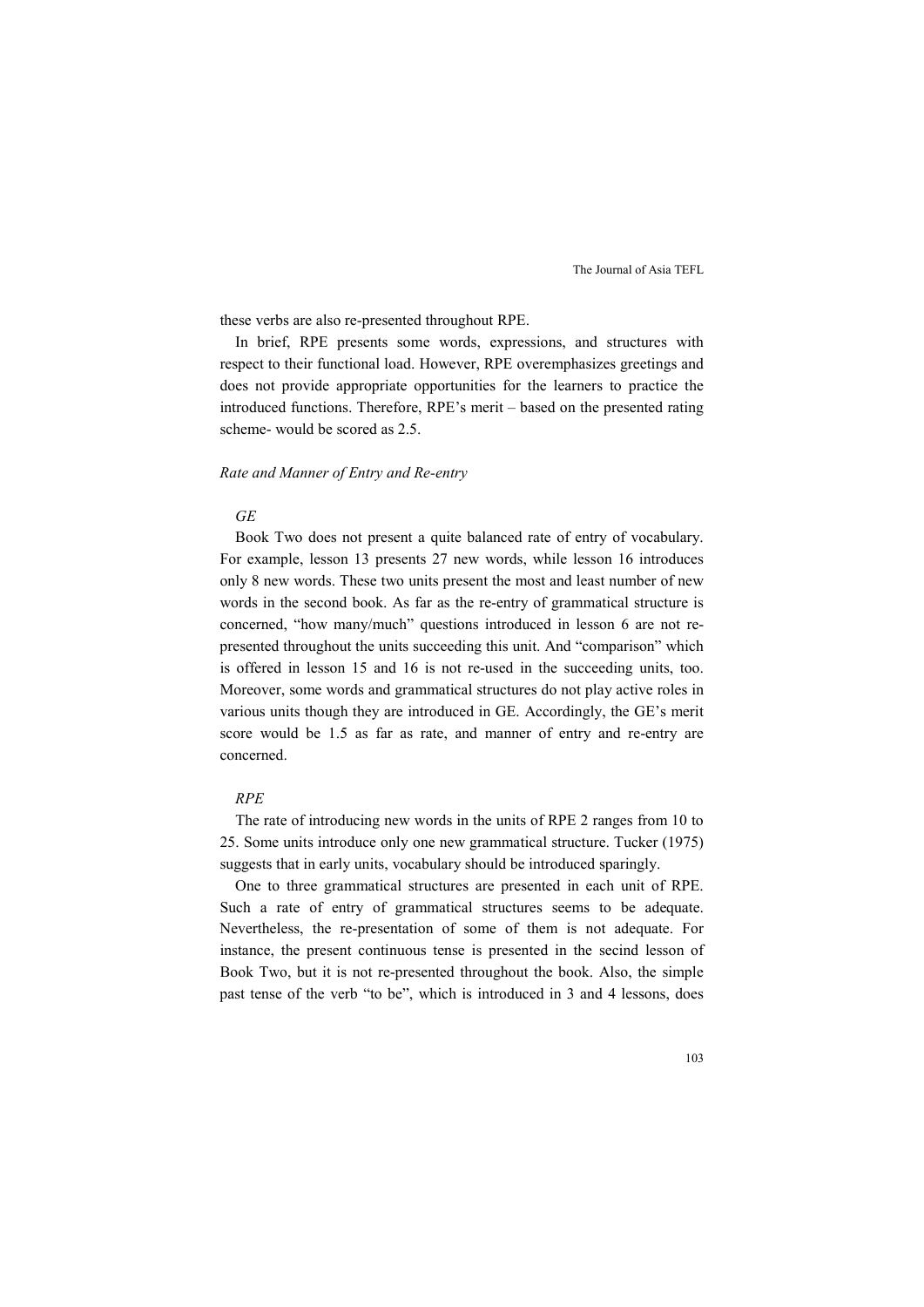these verbs are also re-presented throughout RPE.

In brief, RPE presents some words, expressions, and structures with respect to their functional load. However, RPE overemphasizes greetings and does not provide appropriate opportunities for the learners to practice the introduced functions. Therefore, RPE's merit – based on the presented rating scheme- would be scored as 2.5.

### *Rate and Manner of Entry and Re-entry*

#### *GE*

Book Two does not present a quite balanced rate of entry of vocabulary. For example, lesson 13 presents 27 new words, while lesson 16 introduces only 8 new words. These two units present the most and least number of new words in the second book. As far as the re-entry of grammatical structure is concerned, "how many/much" questions introduced in lesson 6 are not re-presented throughout the units succeeding this unit. And "comparison" which is offered in lesson 15 and 16 is not re-used in the succeeding units, too. Moreover, some words and grammatical structures do not play active roles in various units though they are introduced in GE. Accordingly, the GE's merit score would be 1.5 as far as rate, and manner of entry and re-entry are concerned.

#### *RPE*

The rate of introducing new words in the units of RPE 2 ranges from 10 to 25. Some units introduce only one new grammatical structure. Tucker (1975) suggests that in early units, vocabulary should be introduced sparingly.

One to three grammatical structures are presented in each unit of RPE. Such a rate of entry of grammatical structures seems to be adequate. Nevertheless, the re-presentation of some of them is not adequate. For instance, the present continuous tense is presented in the secind lesson of Book Two, but it is not re-presented throughout the book. Also, the simple past tense of the verb "to be", which is introduced in 3 and 4 lessons, does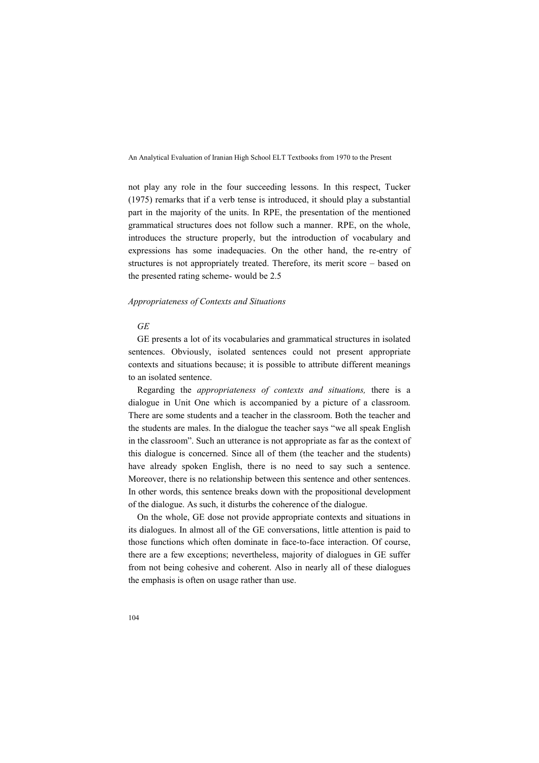not play any role in the four succeeding lessons. In this respect, Tucker (1975) remarks that if a verb tense is introduced, it should play a substantial part in the majority of the units. In RPE, the presentation of the mentioned grammatical structures does not follow such a manner. RPE, on the whole, introduces the structure properly, but the introduction of vocabulary and expressions has some inadequacies. On the other hand, the re-entry of structures is not appropriately treated. Therefore, its merit score – based on the presented rating scheme- would be 2.5

*Appropriateness of Contexts and Situations*

*GE*

GE presents a lot of its vocabularies and grammatical structures in isolated sentences. Obviously, isolated sentences could not present appropriate contexts and situations because; it is possible to attribute different meanings to an isolated sentence.

Regarding the *appropriateness of contexts and situations,* there is a dialogue in Unit One which is accompanied by a picture of a classroom. There are some students and a teacher in the classroom. Both the teacher and the students are males. In the dialogue the teacher says "we all speak English in the classroom". Such an utterance is not appropriate as far as the context of this dialogue is concerned. Since all of them (the teacher and the students) have already spoken English, there is no need to say such a sentence. Moreover, there is no relationship between this sentence and other sentences. In other words, this sentence breaks down with the propositional development of the dialogue. As such, it disturbs the coherence of the dialogue.

On the whole, GE dose not provide appropriate contexts and situations in its dialogues. In almost all of the GE conversations, little attention is paid to those functions which often dominate in face-to-face interaction. Of course, there are a few exceptions; nevertheless, majority of dialogues in GE suffer from not being cohesive and coherent. Also in nearly all of these dialogues the emphasis is often on usage rather than use.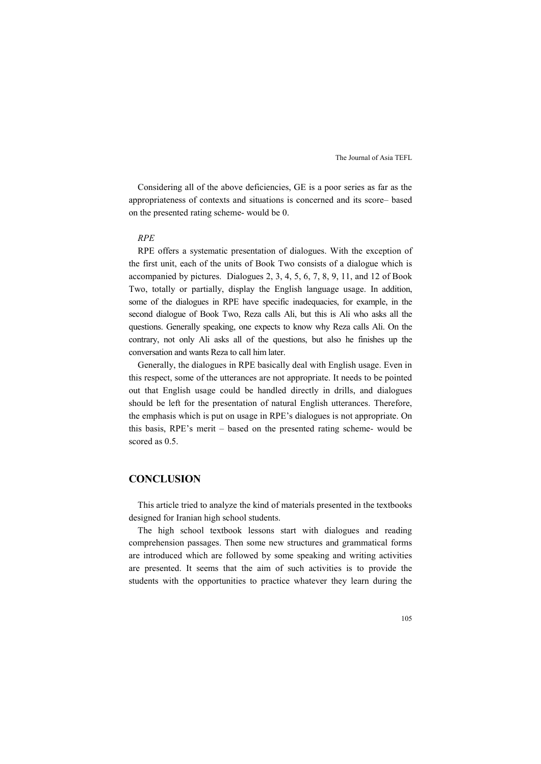Considering all of the above deficiencies, GE is a poor series as far as the appropriateness of contexts and situations is concerned and its score– based on the presented rating scheme- would be 0.

*RPE*

RPE offers a systematic presentation of dialogues. With the exception of the first unit, each of the units of Book Two consists of a dialogue which is accompanied by pictures. Dialogues 2, 3, 4, 5, 6, 7, 8, 9, 11, and 12 of Book Two, totally or partially, display the English language usage. In addition, some of the dialogues in RPE have specific inadequacies, for example, in the second dialogue of Book Two, Reza calls Ali, but this is Ali who asks all the questions. Generally speaking, one expects to know why Reza calls Ali. On the contrary, not only Ali asks all of the questions, but also he finishes up the conversation and wants Reza to call him later.

Generally, the dialogues in RPE basically deal with English usage. Even in this respect, some of the utterances are not appropriate. It needs to be pointed out that English usage could be handled directly in drills, and dialogues should be left for the presentation of natural English utterances. Therefore, the emphasis which is put on usage in RPE's dialogues is not appropriate. On this basis, RPE's merit – based on the presented rating scheme- would be scored as 0.5.

## CONCLUSION

This article tried to analyze the kind of materials presented in the textbooks designed for Iranian high school students.

The high school textbook lessons start with dialogues and reading comprehension passages. Then some new structures and grammatical forms are introduced which are followed by some speaking and writing activities are presented. It seems that the aim of such activities is to provide the students with the opportunities to practice whatever they learn during the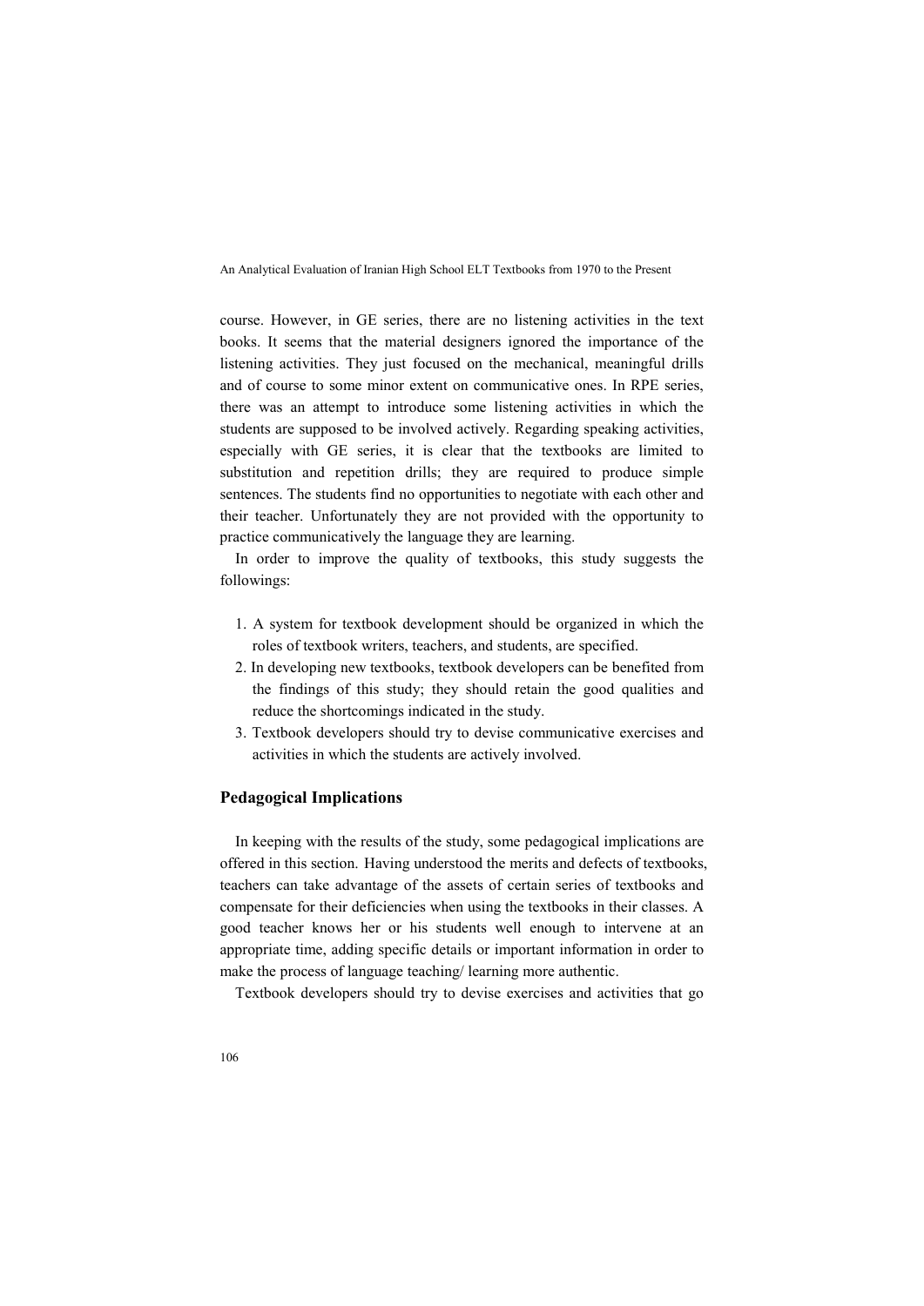course. However, in GE series, there are no listening activities in the text books. It seems that the material designers ignored the importance of the listening activities. They just focused on the mechanical, meaningful drills and of course to some minor extent on communicative ones. In RPE series, there was an attempt to introduce some listening activities in which the students are supposed to be involved actively. Regarding speaking activities, especially with GE series, it is clear that the textbooks are limited to substitution and repetition drills; they are required to produce simple sentences. The students find no opportunities to negotiate with each other and their teacher. Unfortunately they are not provided with the opportunity to practice communicatively the language they are learning.

In order to improve the quality of textbooks, this study suggests the followings:

1. A system for textbook development should be organized in which the roles of textbook writers, teachers, and students, are specified.
2. In developing new textbooks, textbook developers can be benefited from the findings of this study; they should retain the good qualities and reduce the shortcomings indicated in the study.
3. Textbook developers should try to devise communicative exercises and activities in which the students are actively involved.

## Pedagogical Implications

In keeping with the results of the study, some pedagogical implications are offered in this section. Having understood the merits and defects of textbooks, teachers can take advantage of the assets of certain series of textbooks and compensate for their deficiencies when using the textbooks in their classes. A good teacher knows her or his students well enough to intervene at an appropriate time, adding specific details or important information in order to make the process of language teaching/ learning more authentic.

Textbook developers should try to devise exercises and activities that go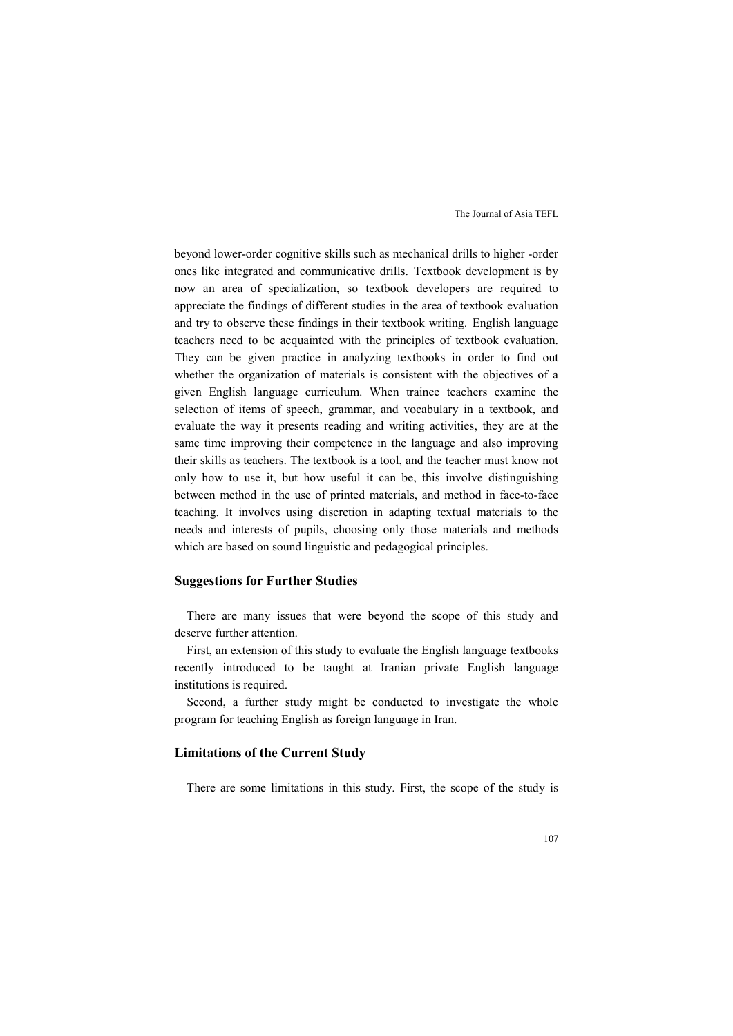beyond lower-order cognitive skills such as mechanical drills to higher -order ones like integrated and communicative drills. Textbook development is by now an area of specialization, so textbook developers are required to appreciate the findings of different studies in the area of textbook evaluation and try to observe these findings in their textbook writing. English language teachers need to be acquainted with the principles of textbook evaluation. They can be given practice in analyzing textbooks in order to find out whether the organization of materials is consistent with the objectives of a given English language curriculum. When trainee teachers examine the selection of items of speech, grammar, and vocabulary in a textbook, and evaluate the way it presents reading and writing activities, they are at the same time improving their competence in the language and also improving their skills as teachers. The textbook is a tool, and the teacher must know not only how to use it, but how useful it can be, this involve distinguishing between method in the use of printed materials, and method in face-to-face teaching. It involves using discretion in adapting textual materials to the needs and interests of pupils, choosing only those materials and methods which are based on sound linguistic and pedagogical principles.

## Suggestions for Further Studies

There are many issues that were beyond the scope of this study and deserve further attention.

First, an extension of this study to evaluate the English language textbooks recently introduced to be taught at Iranian private English language institutions is required.

Second, a further study might be conducted to investigate the whole program for teaching English as foreign language in Iran.

## Limitations of the Current Study

There are some limitations in this study. First, the scope of the study is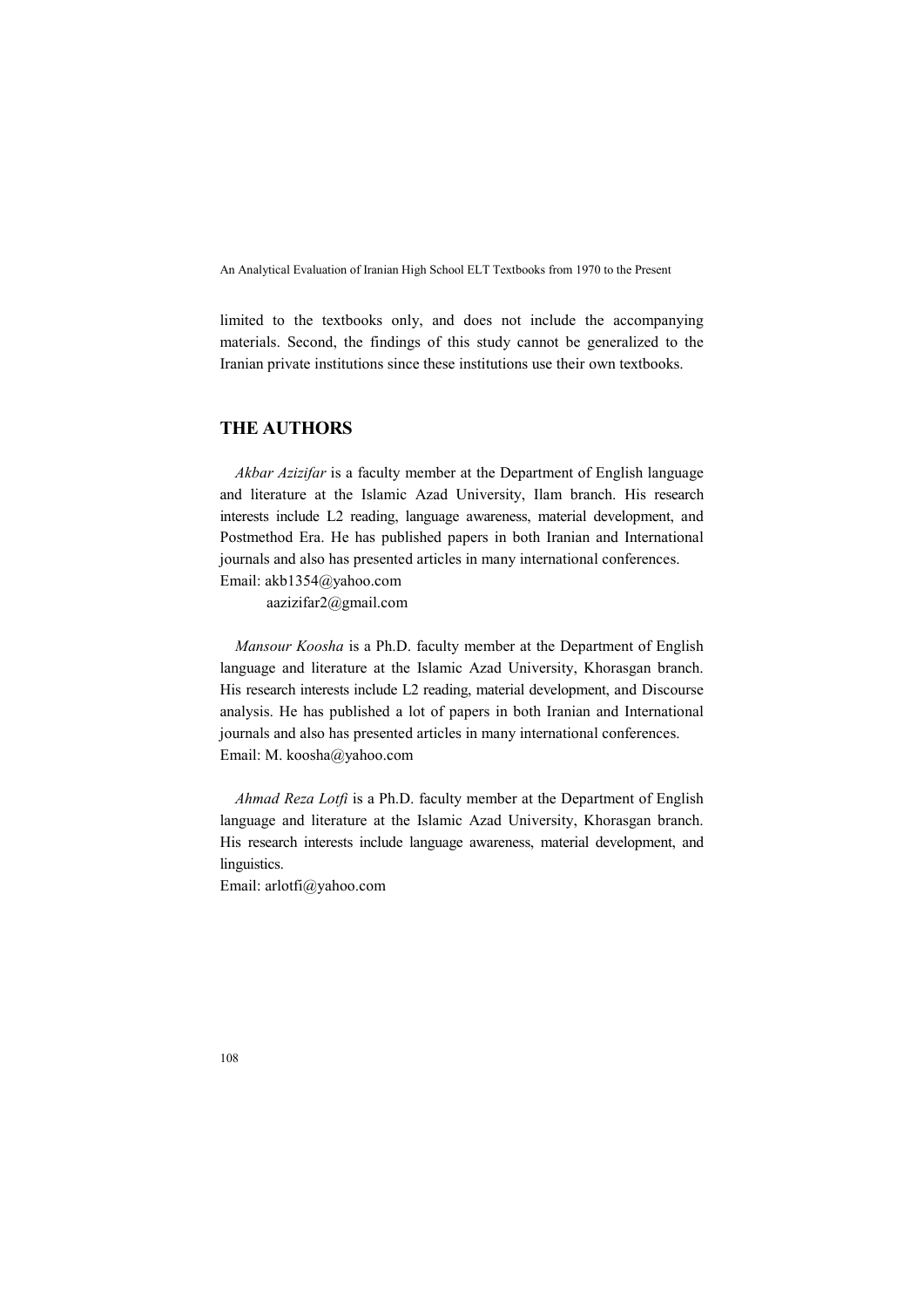limited to the textbooks only, and does not include the accompanying materials. Second, the findings of this study cannot be generalized to the Iranian private institutions since these institutions use their own textbooks.

## THE AUTHORS

*Akbar Azizifar* is a faculty member at the Department of English language and literature at the Islamic Azad University, Ilam branch. His research interests include L2 reading, language awareness, material development, and Postmethod Era. He has published papers in both Iranian and International journals and also has presented articles in many international conferences.
Email: akb1354@yahoo.com
aazizifar2@gmail.com

*Mansour Koosha* is a Ph.D. faculty member at the Department of English language and literature at the Islamic Azad University, Khorasgan branch. His research interests include L2 reading, material development, and Discourse analysis. He has published a lot of papers in both Iranian and International journals and also has presented articles in many international conferences.
Email: M. koosha@yahoo.com

*Ahmad Reza Lotfi* is a Ph.D. faculty member at the Department of English language and literature at the Islamic Azad University, Khorasgan branch. His research interests include language awareness, material development, and linguistics.
Email: arlotfi@yahoo.com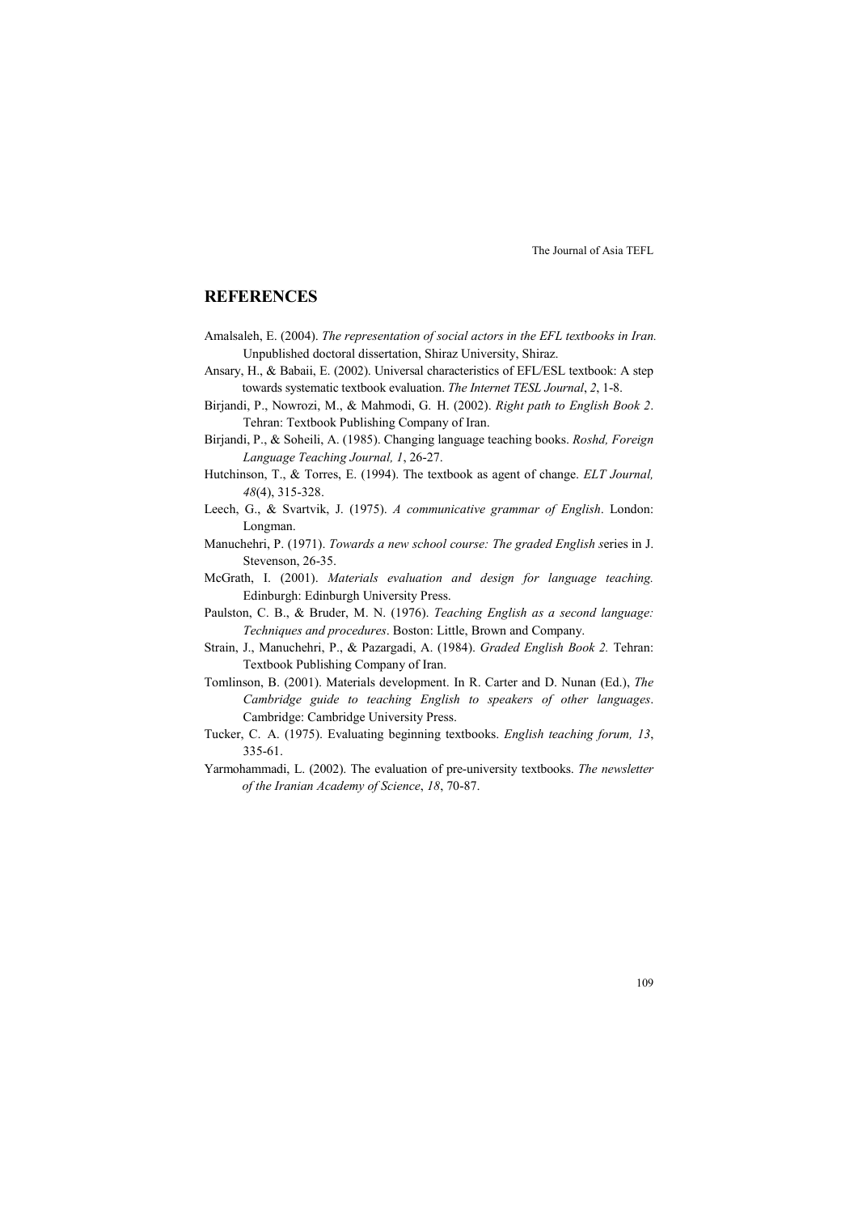## REFERENCES

Amalsaleh, E. (2004). *The representation of social actors in the EFL textbooks in Iran.* Unpublished doctoral dissertation, Shiraz University, Shiraz.

Ansary, H., & Babaii, E. (2002). Universal characteristics of EFL/ESL textbook: A step towards systematic textbook evaluation. *The Internet TESL Journal*, *2*, 1-8.

Birjandi, P., Nowrozi, M., & Mahmodi, G. H. (2002). *Right path to English Book 2*. Tehran: Textbook Publishing Company of Iran.

Birjandi, P., & Soheili, A. (1985). Changing language teaching books. *Roshd, Foreign Language Teaching Journal, 1*, 26-27.

Hutchinson, T., & Torres, E. (1994). The textbook as agent of change. *ELT Journal, 48*(4), 315-328.

Leech, G., & Svartvik, J. (1975). *A communicative grammar of English*. London: Longman.

Manuchehri, P. (1971). *Towards a new school course: The graded English s*eries in J. Stevenson, 26-35.

McGrath, I. (2001). *Materials evaluation and design for language teaching.* Edinburgh: Edinburgh University Press.

Paulston, C. B., & Bruder, M. N. (1976). *Teaching English as a second language: Techniques and procedures*. Boston: Little, Brown and Company.

Strain, J., Manuchehri, P., & Pazargadi, A. (1984). *Graded English Book 2.* Tehran: Textbook Publishing Company of Iran.

Tomlinson, B. (2001). Materials development. In R. Carter and D. Nunan (Ed.), *The Cambridge guide to teaching English to speakers of other languages*. Cambridge: Cambridge University Press.

Tucker, C. A. (1975). Evaluating beginning textbooks. *English teaching forum, 13*, 335-61.

Yarmohammadi, L. (2002). The evaluation of pre-university textbooks. *The newsletter of the Iranian Academy of Science*, *18*, 70-87.